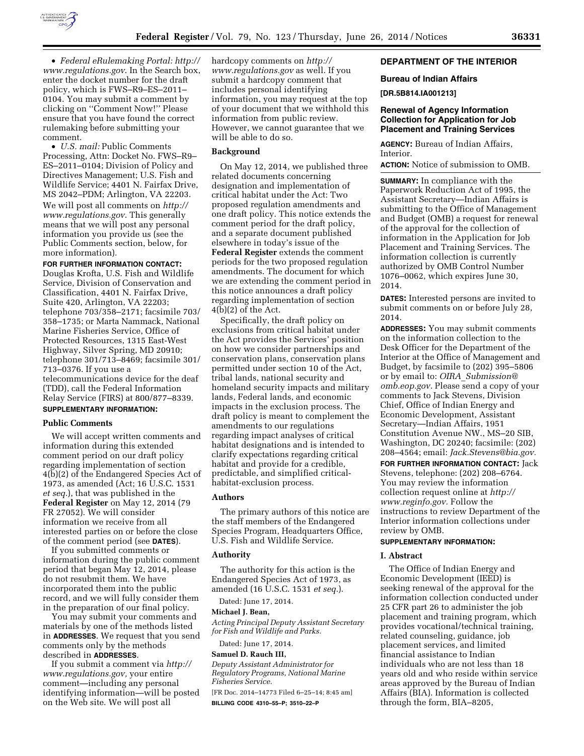- *Federal eRulemaking Portal: http://www.regulations.gov*. In the Search box, enter the docket number for the draft policy, which is FWS–R9–ES–2011–0104. You may submit a comment by clicking on ''Comment Now!'' Please ensure that you have found the correct rulemaking before submitting your comment.
- *U.S. mail:* Public Comments Processing, Attn: Docket No. FWS–R9–ES–2011–0104; Division of Policy and Directives Management; U.S. Fish and Wildlife Service; 4401 N. Fairfax Drive, MS 2042–PDM; Arlington, VA 22203.

We will post all comments on *http://www.regulations.gov*. This generally means that we will post any personal information you provide us (see the Public Comments section, below, for more information).

**FOR FURTHER INFORMATION CONTACT:** Douglas Krofta, U.S. Fish and Wildlife Service, Division of Conservation and Classification, 4401 N. Fairfax Drive, Suite 420, Arlington, VA 22203; telephone 703/358–2171; facsimile 703/358–1735; or Marta Nammack, National Marine Fisheries Service, Office of Protected Resources, 1315 East-West Highway, Silver Spring, MD 20910; telephone 301/713–8469; facsimile 301/713–0376. If you use a telecommunications device for the deaf (TDD), call the Federal Information Relay Service (FIRS) at 800/877–8339.

**SUPPLEMENTARY INFORMATION:**

## Public Comments

We will accept written comments and information during this extended comment period on our draft policy regarding implementation of section 4(b)(2) of the Endangered Species Act of 1973, as amended (Act; 16 U.S.C. 1531 *et seq.*), that was published in the **Federal Register** on May 12, 2014 (79 FR 27052). We will consider information we receive from all interested parties on or before the close of the comment period (see **DATES**).

If you submitted comments or information during the public comment period that began May 12, 2014, please do not resubmit them. We have incorporated them into the public record, and we will fully consider them in the preparation of our final policy.

You may submit your comments and materials by one of the methods listed in **ADDRESSES**. We request that you send comments only by the methods described in **ADDRESSES**.

If you submit a comment via *http://www.regulations.gov,* your entire comment—including any personal identifying information—will be posted on the Web site. We will post all hardcopy comments on *http://www.regulations.gov* as well. If you submit a hardcopy comment that includes personal identifying information, you may request at the top of your document that we withhold this information from public review. However, we cannot guarantee that we will be able to do so.

## Background

On May 12, 2014, we published three related documents concerning designation and implementation of critical habitat under the Act: Two proposed regulation amendments and one draft policy. This notice extends the comment period for the draft policy, and a separate document published elsewhere in today's issue of the **Federal Register** extends the comment periods for the two proposed regulation amendments. The document for which we are extending the comment period in this notice announces a draft policy regarding implementation of section 4(b)(2) of the Act.

Specifically, the draft policy on exclusions from critical habitat under the Act provides the Services' position on how we consider partnerships and conservation plans, conservation plans permitted under section 10 of the Act, tribal lands, national security and homeland security impacts and military lands, Federal lands, and economic impacts in the exclusion process. The draft policy is meant to complement the amendments to our regulations regarding impact analyses of critical habitat designations and is intended to clarify expectations regarding critical habitat and provide for a credible, predictable, and simplified critical-habitat-exclusion process.

## Authors

The primary authors of this notice are the staff members of the Endangered Species Program, Headquarters Office, U.S. Fish and Wildlife Service.

## Authority

The authority for this action is the Endangered Species Act of 1973, as amended (16 U.S.C. 1531 *et seq.*).

Dated: June 17, 2014.

**Michael J. Bean,**

*Acting Principal Deputy Assistant Secretary for Fish and Wildlife and Parks.*

Dated: June 17, 2014.

**Samuel D. Rauch III,**

*Deputy Assistant Administrator for Regulatory Programs, National Marine Fisheries Service.*

[FR Doc. 2014–14773 Filed 6–25–14; 8:45 am]

**BILLING CODE 4310–55–P; 3510–22–P**

# DEPARTMENT OF THE INTERIOR

## Bureau of Indian Affairs

**[DR.5B814.IA001213]**

## Renewal of Agency Information Collection for Application for Job Placement and Training Services

**AGENCY:** Bureau of Indian Affairs, Interior.

**ACTION:** Notice of submission to OMB.

**SUMMARY:** In compliance with the Paperwork Reduction Act of 1995, the Assistant Secretary—Indian Affairs is submitting to the Office of Management and Budget (OMB) a request for renewal of the approval for the collection of information in the Application for Job Placement and Training Services. The information collection is currently authorized by OMB Control Number 1076–0062, which expires June 30, 2014.

**DATES:** Interested persons are invited to submit comments on or before July 28, 2014.

**ADDRESSES:** You may submit comments on the information collection to the Desk Officer for the Department of the Interior at the Office of Management and Budget, by facsimile to (202) 395–5806 or by email to: *OIRA_Submission@omb.eop.gov.* Please send a copy of your comments to Jack Stevens, Division Chief, Office of Indian Energy and Economic Development, Assistant Secretary—Indian Affairs, 1951 Constitution Avenue NW., MS–20 SIB, Washington, DC 20240; facsimile: (202) 208–4564; email: *Jack.Stevens@bia.gov.*

**FOR FURTHER INFORMATION CONTACT:** Jack Stevens, telephone: (202) 208–6764. You may review the information collection request online at *http://www.reginfo.gov.* Follow the instructions to review Department of the Interior information collections under review by OMB.

**SUPPLEMENTARY INFORMATION:**

## I. Abstract

The Office of Indian Energy and Economic Development (IEED) is seeking renewal of the approval for the information collection conducted under 25 CFR part 26 to administer the job placement and training program, which provides vocational/technical training, related counseling, guidance, job placement services, and limited financial assistance to Indian individuals who are not less than 18 years old and who reside within service areas approved by the Bureau of Indian Affairs (BIA). Information is collected through the form, BIA–8205,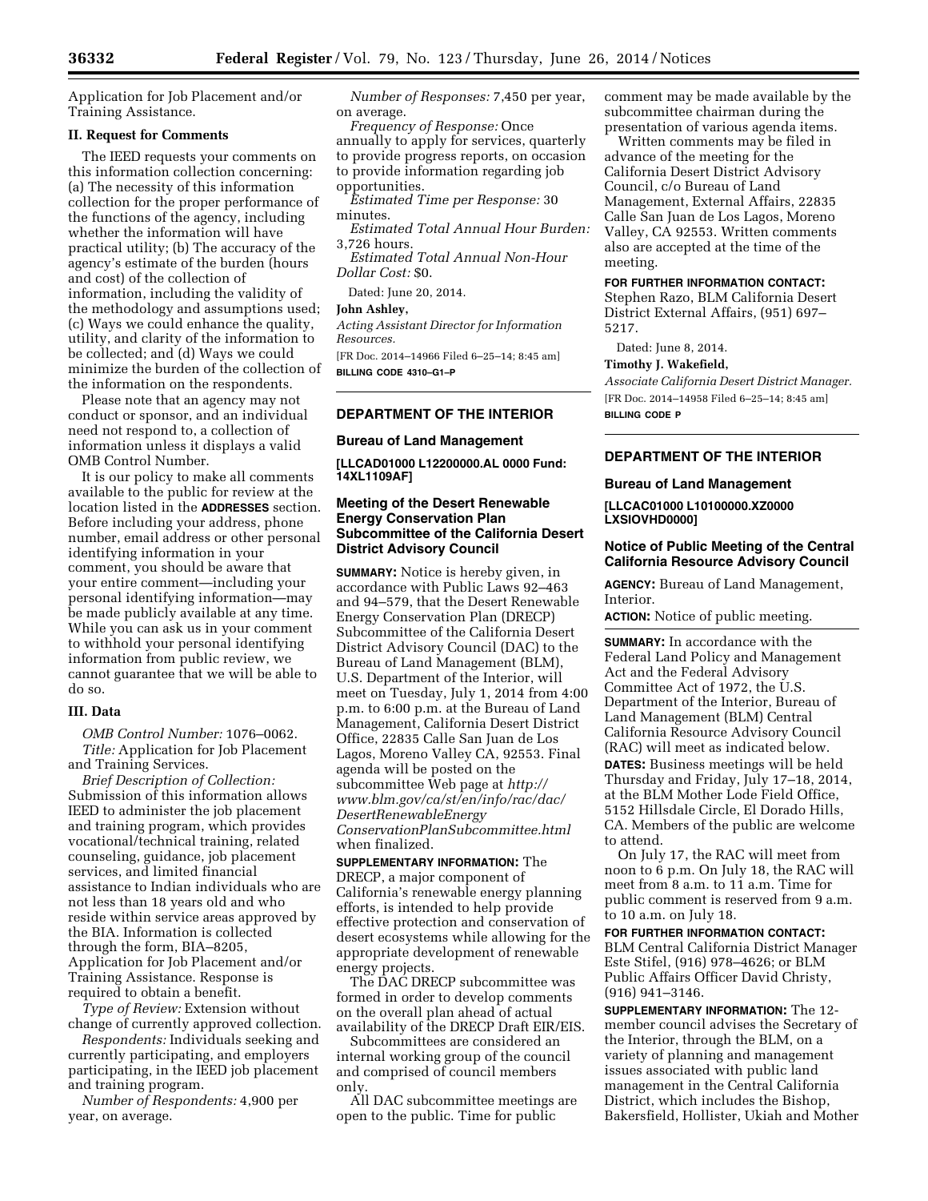Application for Job Placement and/or Training Assistance.

### II. Request for Comments

The IEED requests your comments on this information collection concerning: (a) The necessity of this information collection for the proper performance of the functions of the agency, including whether the information will have practical utility; (b) The accuracy of the agency's estimate of the burden (hours and cost) of the collection of information, including the validity of the methodology and assumptions used; (c) Ways we could enhance the quality, utility, and clarity of the information to be collected; and (d) Ways we could minimize the burden of the collection of the information on the respondents.

Please note that an agency may not conduct or sponsor, and an individual need not respond to, a collection of information unless it displays a valid OMB Control Number.

It is our policy to make all comments available to the public for review at the location listed in the **ADDRESSES** section. Before including your address, phone number, email address or other personal identifying information in your comment, you should be aware that your entire comment—including your personal identifying information—may be made publicly available at any time. While you can ask us in your comment to withhold your personal identifying information from public review, we cannot guarantee that we will be able to do so.

### III. Data

*OMB Control Number:* 1076–0062.

*Title:* Application for Job Placement and Training Services.

*Brief Description of Collection:* Submission of this information allows IEED to administer the job placement and training program, which provides vocational/technical training, related counseling, guidance, job placement services, and limited financial assistance to Indian individuals who are not less than 18 years old and who reside within service areas approved by the BIA. Information is collected through the form, BIA–8205, Application for Job Placement and/or Training Assistance. Response is required to obtain a benefit.

*Type of Review:* Extension without change of currently approved collection.

*Respondents:* Individuals seeking and currently participating, and employers participating, in the IEED job placement and training program.

*Number of Respondents:* 4,900 per year, on average.

*Number of Responses:* 7,450 per year, on average.

*Frequency of Response:* Once annually to apply for services, quarterly to provide progress reports, on occasion to provide information regarding job opportunities.

*Estimated Time per Response:* 30 minutes.

*Estimated Total Annual Hour Burden:* 3,726 hours.

*Estimated Total Annual Non-Hour Dollar Cost:* $0.

Dated: June 20, 2014.

**John Ashley,**

*Acting Assistant Director for Information Resources.*

[FR Doc. 2014–14966 Filed 6–25–14; 8:45 am]

**BILLING CODE 4310–G1–P**

---

## DEPARTMENT OF THE INTERIOR

### Bureau of Land Management

**[LLCAD01000 L12200000.AL 0000 Fund: 14XL1109AF]**

### Meeting of the Desert Renewable Energy Conservation Plan Subcommittee of the California Desert District Advisory Council

**SUMMARY:** Notice is hereby given, in accordance with Public Laws 92–463 and 94–579, that the Desert Renewable Energy Conservation Plan (DRECP) Subcommittee of the California Desert District Advisory Council (DAC) to the Bureau of Land Management (BLM), U.S. Department of the Interior, will meet on Tuesday, July 1, 2014 from 4:00 p.m. to 6:00 p.m. at the Bureau of Land Management, California Desert District Office, 22835 Calle San Juan de Los Lagos, Moreno Valley CA, 92553. Final agenda will be posted on the subcommittee Web page at *http://www.blm.gov/ca/st/en/info/rac/dac/DesertRenewableEnergyConservationPlanSubcommittee.html* when finalized.

**SUPPLEMENTARY INFORMATION:** The DRECP, a major component of California's renewable energy planning efforts, is intended to help provide effective protection and conservation of desert ecosystems while allowing for the appropriate development of renewable energy projects.

The DAC DRECP subcommittee was formed in order to develop comments on the overall plan ahead of actual availability of the DRECP Draft EIR/EIS.

Subcommittees are considered an internal working group of the council and comprised of council members only.

All DAC subcommittee meetings are open to the public. Time for public comment may be made available by the subcommittee chairman during the presentation of various agenda items.

Written comments may be filed in advance of the meeting for the California Desert District Advisory Council, c/o Bureau of Land Management, External Affairs, 22835 Calle San Juan de Los Lagos, Moreno Valley, CA 92553. Written comments also are accepted at the time of the meeting.

**FOR FURTHER INFORMATION CONTACT:** Stephen Razo, BLM California Desert District External Affairs, (951) 697–5217.

Dated: June 8, 2014.

**Timothy J. Wakefield,**

*Associate California Desert District Manager.*

[FR Doc. 2014–14958 Filed 6–25–14; 8:45 am]

**BILLING CODE P**

---

## DEPARTMENT OF THE INTERIOR

### Bureau of Land Management

**[LLCAC01000 L10100000.XZ0000 LXSIOVHD0000]**

### Notice of Public Meeting of the Central California Resource Advisory Council

**AGENCY:** Bureau of Land Management, Interior.

**ACTION:** Notice of public meeting.

**SUMMARY:** In accordance with the Federal Land Policy and Management Act and the Federal Advisory Committee Act of 1972, the U.S. Department of the Interior, Bureau of Land Management (BLM) Central California Resource Advisory Council (RAC) will meet as indicated below.

**DATES:** Business meetings will be held Thursday and Friday, July 17–18, 2014, at the BLM Mother Lode Field Office, 5152 Hillsdale Circle, El Dorado Hills, CA. Members of the public are welcome to attend.

On July 17, the RAC will meet from noon to 6 p.m. On July 18, the RAC will meet from 8 a.m. to 11 a.m. Time for public comment is reserved from 9 a.m. to 10 a.m. on July 18.

**FOR FURTHER INFORMATION CONTACT:** BLM Central California District Manager Este Stifel, (916) 978–4626; or BLM Public Affairs Officer David Christy, (916) 941–3146.

**SUPPLEMENTARY INFORMATION:** The 12-member council advises the Secretary of the Interior, through the BLM, on a variety of planning and management issues associated with public land management in the Central California District, which includes the Bishop, Bakersfield, Hollister, Ukiah and Mother